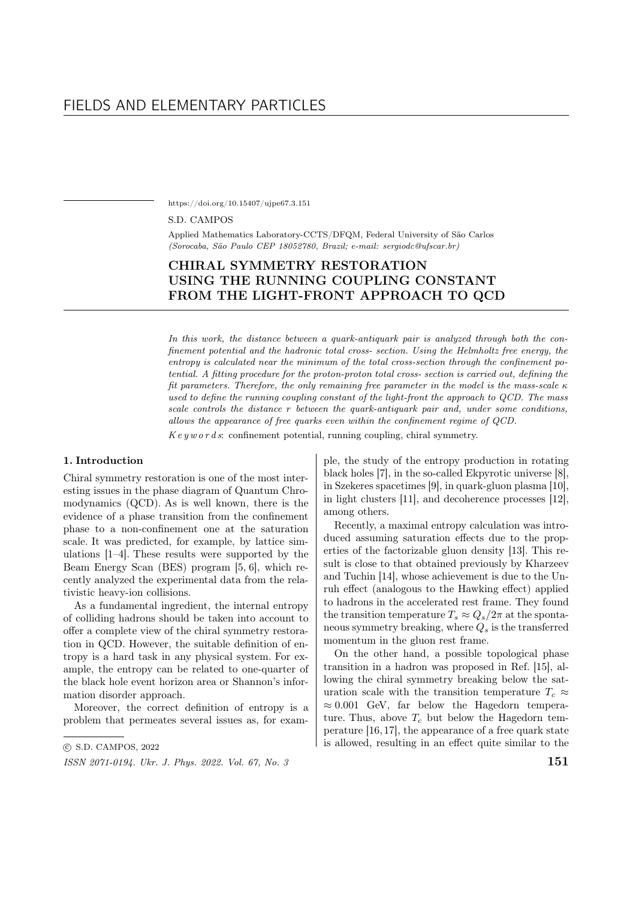FIELDS AND ELEMENTARY PARTICLES

https://doi.org/10.15407/ujpe67.3.151

S.D. CAMPOS

Applied Mathematics Laboratory-CCTS/DFQM, Federal University of São Carlos
*(Sorocaba, São Paulo CEP 18052780, Brazil; e-mail: sergiodc@ufscar.br)*

# CHIRAL SYMMETRY RESTORATION USING THE RUNNING COUPLING CONSTANT FROM THE LIGHT-FRONT APPROACH TO QCD

*In this work, the distance between a quark-antiquark pair is analyzed through both the confinement potential and the hadronic total cross- section. Using the Helmholtz free energy, the entropy is calculated near the minimum of the total cross-section through the confinement potential. A fitting procedure for the proton-proton total cross- section is carried out, defining the fit parameters. Therefore, the only remaining free parameter in the model is the mass-scale $\kappa$ used to define the running coupling constant of the light-front the approach to QCD. The mass scale controls the distance $r$ between the quark-antiquark pair and, under some conditions, allows the appearance of free quarks even within the confinement regime of QCD.*

*K e y w o r d s*: confinement potential, running coupling, chiral symmetry.

## 1. Introduction

Chiral symmetry restoration is one of the most interesting issues in the phase diagram of Quantum Chromodynamics (QCD). As is well known, there is the evidence of a phase transition from the confinement phase to a non-confinement one at the saturation scale. It was predicted, for example, by lattice simulations [1–4]. These results were supported by the Beam Energy Scan (BES) program [5, 6], which recently analyzed the experimental data from the relativistic heavy-ion collisions.

As a fundamental ingredient, the internal entropy of colliding hadrons should be taken into account to offer a complete view of the chiral symmetry restoration in QCD. However, the suitable definition of entropy is a hard task in any physical system. For example, the entropy can be related to one-quarter of the black hole event horizon area or Shannon's information disorder approach.

Moreover, the correct definition of entropy is a problem that permeates several issues as, for example, the study of the entropy production in rotating black holes [7], in the so-called Ekpyrotic universe [8], in Szekeres spacetimes [9], in quark-gluon plasma [10], in light clusters [11], and decoherence processes [12], among others.

Recently, a maximal entropy calculation was introduced assuming saturation effects due to the properties of the factorizable gluon density [13]. This result is close to that obtained previously by Kharzeev and Tuchin [14], whose achievement is due to the Unruh effect (analogous to the Hawking effect) applied to hadrons in the accelerated rest frame. They found the transition temperature $T_s \approx Q_s/2\pi$ at the spontaneous symmetry breaking, where $Q_s$ is the transferred momentum in the gluon rest frame.

On the other hand, a possible topological phase transition in a hadron was proposed in Ref. [15], allowing the chiral symmetry breaking below the saturation scale with the transition temperature $T_c \approx \approx 0.001$ GeV, far below the Hagedorn temperature. Thus, above $T_c$ but below the Hagedorn temperature [16, 17], the appearance of a free quark state is allowed, resulting in an effect quite similar to the

© S.D. CAMPOS, 2022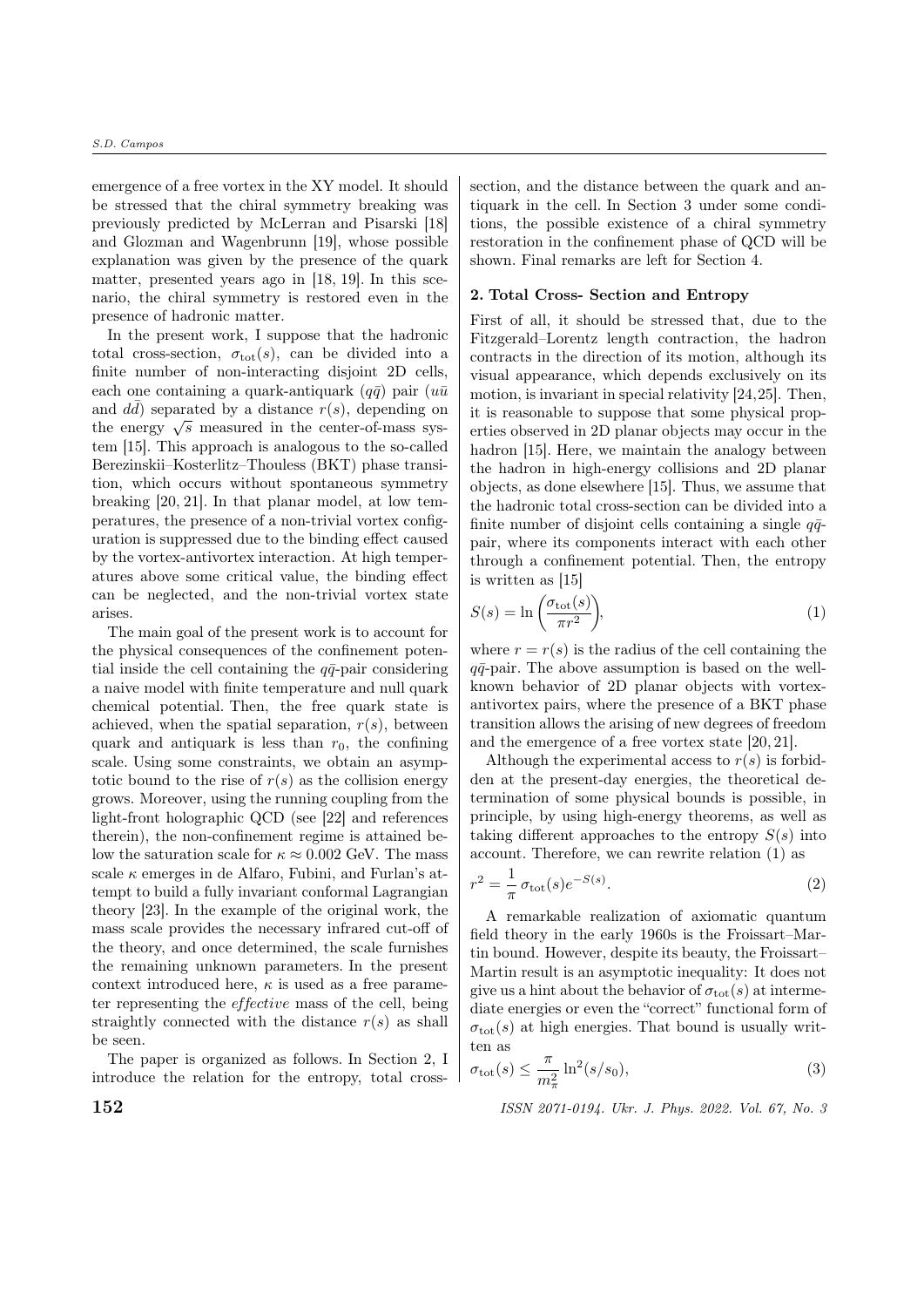emergence of a free vortex in the XY model. It should be stressed that the chiral symmetry breaking was previously predicted by McLerran and Pisarski [18] and Glozman and Wagenbrunn [19], whose possible explanation was given by the presence of the quark matter, presented years ago in [18, 19]. In this scenario, the chiral symmetry is restored even in the presence of hadronic matter.

In the present work, I suppose that the hadronic total cross-section, $\sigma_{\rm tot}(s)$, can be divided into a finite number of non-interacting disjoint 2D cells, each one containing a quark-antiquark ($q\bar{q}$) pair ($u\bar{u}$ and $d\bar{d}$) separated by a distance $r(s)$, depending on the energy $\sqrt{s}$ measured in the center-of-mass system [15]. This approach is analogous to the so-called Berezinskii–Kosterlitz–Thouless (BKT) phase transition, which occurs without spontaneous symmetry breaking [20, 21]. In that planar model, at low temperatures, the presence of a non-trivial vortex configuration is suppressed due to the binding effect caused by the vortex-antivortex interaction. At high temperatures above some critical value, the binding effect can be neglected, and the non-trivial vortex state arises.

The main goal of the present work is to account for the physical consequences of the confinement potential inside the cell containing the $q\bar{q}$-pair considering a naive model with finite temperature and null quark chemical potential. Then, the free quark state is achieved, when the spatial separation, $r(s)$, between quark and antiquark is less than $r_0$, the confining scale. Using some constraints, we obtain an asymptotic bound to the rise of $r(s)$ as the collision energy grows. Moreover, using the running coupling from the light-front holographic QCD (see [22] and references therein), the non-confinement regime is attained below the saturation scale for $\kappa \approx 0.002$ GeV. The mass scale $\kappa$ emerges in de Alfaro, Fubini, and Furlan's attempt to build a fully invariant conformal Lagrangian theory [23]. In the example of the original work, the mass scale provides the necessary infrared cut-off of the theory, and once determined, the scale furnishes the remaining unknown parameters. In the present context introduced here, $\kappa$ is used as a free parameter representing the *effective* mass of the cell, being straightly connected with the distance $r(s)$ as shall be seen.

The paper is organized as follows. In Section 2, I introduce the relation for the entropy, total cross-section, and the distance between the quark and antiquark in the cell. In Section 3 under some conditions, the possible existence of a chiral symmetry restoration in the confinement phase of QCD will be shown. Final remarks are left for Section 4.

## 2. Total Cross- Section and Entropy

First of all, it should be stressed that, due to the Fitzgerald–Lorentz length contraction, the hadron contracts in the direction of its motion, although its visual appearance, which depends exclusively on its motion, is invariant in special relativity [24,25]. Then, it is reasonable to suppose that some physical properties observed in 2D planar objects may occur in the hadron [15]. Here, we maintain the analogy between the hadron in high-energy collisions and 2D planar objects, as done elsewhere [15]. Thus, we assume that the hadronic total cross-section can be divided into a finite number of disjoint cells containing a single $q\bar{q}$-pair, where its components interact with each other through a confinement potential. Then, the entropy is written as [15]

$$S(s) = \ln\left(\frac{\sigma_{\rm tot}(s)}{\pi r^2}\right), \tag{1}$$

where $r = r(s)$ is the radius of the cell containing the $q\bar{q}$-pair. The above assumption is based on the well-known behavior of 2D planar objects with vortex-antivortex pairs, where the presence of a BKT phase transition allows the arising of new degrees of freedom and the emergence of a free vortex state [20, 21].

Although the experimental access to $r(s)$ is forbidden at the present-day energies, the theoretical determination of some physical bounds is possible, in principle, by using high-energy theorems, as well as taking different approaches to the entropy $S(s)$ into account. Therefore, we can rewrite relation (1) as

$$r^2 = \frac{1}{\pi}\,\sigma_{\rm tot}(s)e^{-S(s)}. \tag{2}$$

A remarkable realization of axiomatic quantum field theory in the early 1960s is the Froissart–Martin bound. However, despite its beauty, the Froissart–Martin result is an asymptotic inequality: It does not give us a hint about the behavior of $\sigma_{\rm tot}(s)$ at intermediate energies or even the "correct" functional form of $\sigma_{\rm tot}(s)$ at high energies. That bound is usually written as

$$\sigma_{\rm tot}(s) \leq \frac{\pi}{m_\pi^2}\ln^2(s/s_0), \tag{3}$$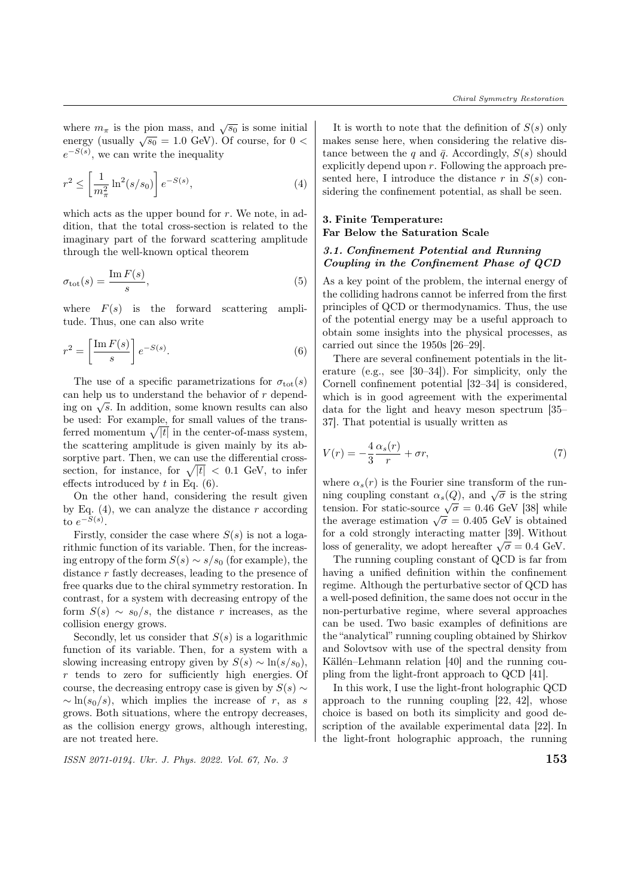where $m_\pi$ is the pion mass, and $\sqrt{s_0}$ is some initial energy (usually $\sqrt{s_0} = 1.0$ GeV). Of course, for $0 < e^{-S(s)}$, we can write the inequality

$$r^2 \leq \left[\frac{1}{m_\pi^2} \ln^2(s/s_0)\right] e^{-S(s)}, \tag{4}$$

which acts as the upper bound for $r$. We note, in addition, that the total cross-section is related to the imaginary part of the forward scattering amplitude through the well-known optical theorem

$$\sigma_{\text{tot}}(s) = \frac{\operatorname{Im} F(s)}{s}, \tag{5}$$

where $F(s)$ is the forward scattering amplitude. Thus, one can also write

$$r^2 = \left[\frac{\operatorname{Im} F(s)}{s}\right] e^{-S(s)}. \tag{6}$$

The use of a specific parametrizations for $\sigma_{\text{tot}}(s)$ can help us to understand the behavior of $r$ depending on $\sqrt{s}$. In addition, some known results can also be used: For example, for small values of the transferred momentum $\sqrt{|t|}$ in the center-of-mass system, the scattering amplitude is given mainly by its absorptive part. Then, we can use the differential cross-section, for instance, for $\sqrt{|t|} < 0.1$ GeV, to infer effects introduced by $t$ in Eq. (6).

On the other hand, considering the result given by Eq. (4), we can analyze the distance $r$ according to $e^{-S(s)}$.

Firstly, consider the case where $S(s)$ is not a logarithmic function of its variable. Then, for the increasing entropy of the form $S(s) \sim s/s_0$ (for example), the distance $r$ fastly decreases, leading to the presence of free quarks due to the chiral symmetry restoration. In contrast, for a system with decreasing entropy of the form $S(s) \sim s_0/s$, the distance $r$ increases, as the collision energy grows.

Secondly, let us consider that $S(s)$ is a logarithmic function of its variable. Then, for a system with a slowing increasing entropy given by $S(s) \sim \ln(s/s_0)$, $r$ tends to zero for sufficiently high energies. Of course, the decreasing entropy case is given by $S(s) \sim \ln(s_0/s)$, which implies the increase of $r$, as $s$ grows. Both situations, where the entropy decreases, as the collision energy grows, although interesting, are not treated here.

It is worth to note that the definition of $S(s)$ only makes sense here, when considering the relative distance between the $q$ and $\bar{q}$. Accordingly, $S(s)$ should explicitly depend upon $r$. Following the approach presented here, I introduce the distance $r$ in $S(s)$ considering the confinement potential, as shall be seen.

## 3. Finite Temperature: Far Below the Saturation Scale

### *3.1. Confinement Potential and Running Coupling in the Confinement Phase of QCD*

As a key point of the problem, the internal energy of the colliding hadrons cannot be inferred from the first principles of QCD or thermodynamics. Thus, the use of the potential energy may be a useful approach to obtain some insights into the physical processes, as carried out since the 1950s [26–29].

There are several confinement potentials in the literature (e.g., see [30–34]). For simplicity, only the Cornell confinement potential [32–34] is considered, which is in good agreement with the experimental data for the light and heavy meson spectrum [35–37]. That potential is usually written as

$$V(r) = -\frac{4}{3}\frac{\alpha_s(r)}{r} + \sigma r, \tag{7}$$

where $\alpha_s(r)$ is the Fourier sine transform of the running coupling constant $\alpha_s(Q)$, and $\sqrt{\sigma}$ is the string tension. For static-source $\sqrt{\sigma} = 0.46$ GeV [38] while the average estimation $\sqrt{\sigma} = 0.405$ GeV is obtained for a cold strongly interacting matter [39]. Without loss of generality, we adopt hereafter $\sqrt{\sigma} = 0.4$ GeV.

The running coupling constant of QCD is far from having a unified definition within the confinement regime. Although the perturbative sector of QCD has a well-posed definition, the same does not occur in the non-perturbative regime, where several approaches can be used. Two basic examples of definitions are the "analytical" running coupling obtained by Shirkov and Solovtsov with use of the spectral density from Källén–Lehmann relation [40] and the running coupling from the light-front approach to QCD [41].

In this work, I use the light-front holographic QCD approach to the running coupling [22, 42], whose choice is based on both its simplicity and good description of the available experimental data [22]. In the light-front holographic approach, the running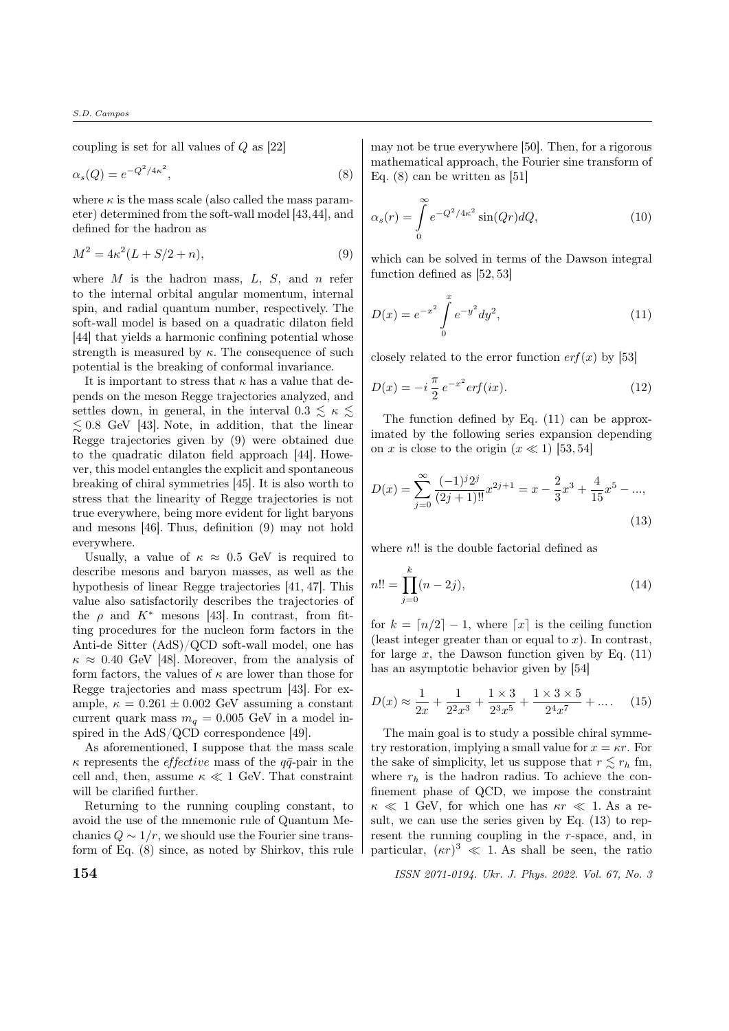coupling is set for all values of $Q$ as [22]

$$\alpha_s(Q) = e^{-Q^2/4\kappa^2}, \tag{8}$$

where $\kappa$ is the mass scale (also called the mass parameter) determined from the soft-wall model [43,44], and defined for the hadron as

$$M^2 = 4\kappa^2(L + S/2 + n), \tag{9}$$

where $M$ is the hadron mass, $L$, $S$, and $n$ refer to the internal orbital angular momentum, internal spin, and radial quantum number, respectively. The soft-wall model is based on a quadratic dilaton field [44] that yields a harmonic confining potential whose strength is measured by $\kappa$. The consequence of such potential is the breaking of conformal invariance.

It is important to stress that $\kappa$ has a value that depends on the meson Regge trajectories analyzed, and settles down, in general, in the interval $0.3 \lesssim \kappa \lesssim$ $\lesssim 0.8$ GeV [43]. Note, in addition, that the linear Regge trajectories given by (9) were obtained due to the quadratic dilaton field approach [44]. However, this model entangles the explicit and spontaneous breaking of chiral symmetries [45]. It is also worth to stress that the linearity of Regge trajectories is not true everywhere, being more evident for light baryons and mesons [46]. Thus, definition (9) may not hold everywhere.

Usually, a value of $\kappa \approx 0.5$ GeV is required to describe mesons and baryon masses, as well as the hypothesis of linear Regge trajectories [41, 47]. This value also satisfactorily describes the trajectories of the $\rho$ and $K^*$ mesons [43]. In contrast, from fitting procedures for the nucleon form factors in the Anti-de Sitter (AdS)/QCD soft-wall model, one has $\kappa \approx 0.40$ GeV [48]. Moreover, from the analysis of form factors, the values of $\kappa$ are lower than those for Regge trajectories and mass spectrum [43]. For example, $\kappa = 0.261 \pm 0.002$ GeV assuming a constant current quark mass $m_q = 0.005$ GeV in a model inspired in the AdS/QCD correspondence [49].

As aforementioned, I suppose that the mass scale $\kappa$ represents the *effective* mass of the $q\bar{q}$-pair in the cell and, then, assume $\kappa \ll 1$ GeV. That constraint will be clarified further.

Returning to the running coupling constant, to avoid the use of the mnemonic rule of Quantum Mechanics $Q \sim 1/r$, we should use the Fourier sine transform of Eq. (8) since, as noted by Shirkov, this rule may not be true everywhere [50]. Then, for a rigorous mathematical approach, the Fourier sine transform of Eq. (8) can be written as [51]

$$\alpha_s(r) = \int_0^\infty e^{-Q^2/4\kappa^2} \sin(Qr) dQ, \tag{10}$$

which can be solved in terms of the Dawson integral function defined as [52, 53]

$$D(x) = e^{-x^2} \int_0^x e^{-y^2} dy^2, \tag{11}$$

closely related to the error function $erf(x)$ by [53]

$$D(x) = -i\,\frac{\pi}{2}\,e^{-x^2} erf(ix). \tag{12}$$

The function defined by Eq. (11) can be approximated by the following series expansion depending on $x$ is close to the origin ($x \ll 1$) [53, 54]

$$D(x) = \sum_{j=0}^{\infty} \frac{(-1)^j 2^j}{(2j+1)!!} x^{2j+1} = x - \frac{2}{3}x^3 + \frac{4}{15}x^5 - ..., \tag{13}$$

where $n!!$ is the double factorial defined as

$$n!! = \prod_{j=0}^{k} (n - 2j), \tag{14}$$

for $k = \lceil n/2 \rceil - 1$, where $\lceil x \rceil$ is the ceiling function (least integer greater than or equal to $x$). In contrast, for large $x$, the Dawson function given by Eq. (11) has an asymptotic behavior given by [54]

$$D(x) \approx \frac{1}{2x} + \frac{1}{2^2 x^3} + \frac{1 \times 3}{2^3 x^5} + \frac{1 \times 3 \times 5}{2^4 x^7} + .... \tag{15}$$

The main goal is to study a possible chiral symmetry restoration, implying a small value for $x = \kappa r$. For the sake of simplicity, let us suppose that $r \lesssim r_h$ fm, where $r_h$ is the hadron radius. To achieve the confinement phase of QCD, we impose the constraint $\kappa \ll 1$ GeV, for which one has $\kappa r \ll 1$. As a result, we can use the series given by Eq. (13) to represent the running coupling in the $r$-space, and, in particular, $(\kappa r)^3 \ll 1$. As shall be seen, the ratio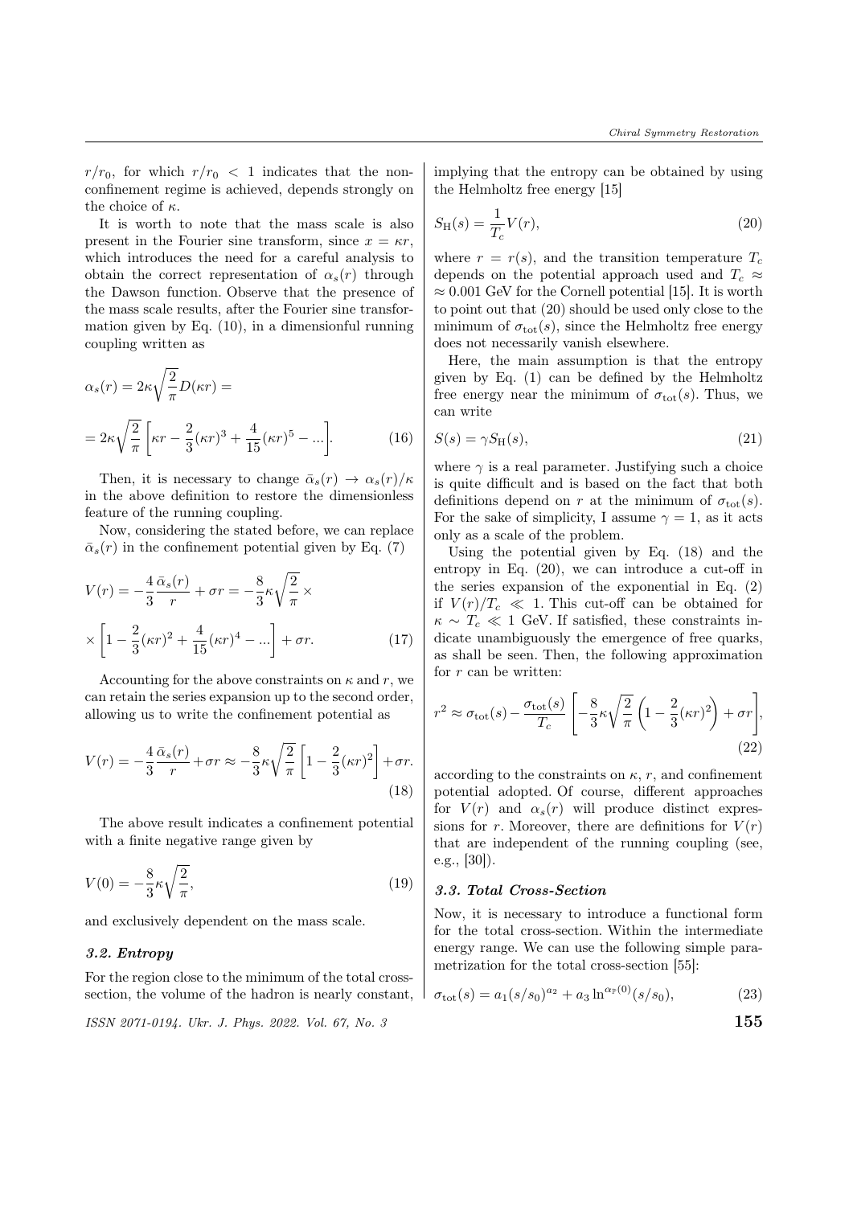$r/r_0$, for which $r/r_0 < 1$ indicates that the non-confinement regime is achieved, depends strongly on the choice of $\kappa$.

It is worth to note that the mass scale is also present in the Fourier sine transform, since $x = \kappa r$, which introduces the need for a careful analysis to obtain the correct representation of $\alpha_s(r)$ through the Dawson function. Observe that the presence of the mass scale results, after the Fourier sine transformation given by Eq. (10), in a dimensionful running coupling written as

$$\alpha_s(r) = 2\kappa\sqrt{\frac{2}{\pi}}D(\kappa r) =$$

$$= 2\kappa\sqrt{\frac{2}{\pi}}\left[\kappa r - \frac{2}{3}(\kappa r)^3 + \frac{4}{15}(\kappa r)^5 - ...\right]. \tag{16}$$

Then, it is necessary to change $\bar{\alpha}_s(r) \to \alpha_s(r)/\kappa$ in the above definition to restore the dimensionless feature of the running coupling.

Now, considering the stated before, we can replace $\bar{\alpha}_s(r)$ in the confinement potential given by Eq. (7)

$$V(r) = -\frac{4}{3}\frac{\bar{\alpha}_s(r)}{r} + \sigma r = -\frac{8}{3}\kappa\sqrt{\frac{2}{\pi}} \times$$

$$\times \left[1 - \frac{2}{3}(\kappa r)^2 + \frac{4}{15}(\kappa r)^4 - ...\right] + \sigma r. \tag{17}$$

Accounting for the above constraints on $\kappa$ and $r$, we can retain the series expansion up to the second order, allowing us to write the confinement potential as

$$V(r) = -\frac{4}{3}\frac{\bar{\alpha}_s(r)}{r} + \sigma r \approx -\frac{8}{3}\kappa\sqrt{\frac{2}{\pi}}\left[1 - \frac{2}{3}(\kappa r)^2\right] + \sigma r. \tag{18}$$

The above result indicates a confinement potential with a finite negative range given by

$$V(0) = -\frac{8}{3}\kappa\sqrt{\frac{2}{\pi}}, \tag{19}$$

and exclusively dependent on the mass scale.

### 3.2. Entropy

For the region close to the minimum of the total cross-section, the volume of the hadron is nearly constant, implying that the entropy can be obtained by using the Helmholtz free energy [15]

$$S_{\rm H}(s) = \frac{1}{T_c}V(r), \tag{20}$$

where $r = r(s)$, and the transition temperature $T_c$ depends on the potential approach used and $T_c \approx \approx 0.001$ GeV for the Cornell potential [15]. It is worth to point out that (20) should be used only close to the minimum of $\sigma_{\rm tot}(s)$, since the Helmholtz free energy does not necessarily vanish elsewhere.

Here, the main assumption is that the entropy given by Eq. (1) can be defined by the Helmholtz free energy near the minimum of $\sigma_{\rm tot}(s)$. Thus, we can write

$$S(s) = \gamma S_{\rm H}(s), \tag{21}$$

where $\gamma$ is a real parameter. Justifying such a choice is quite difficult and is based on the fact that both definitions depend on $r$ at the minimum of $\sigma_{\rm tot}(s)$. For the sake of simplicity, I assume $\gamma = 1$, as it acts only as a scale of the problem.

Using the potential given by Eq. (18) and the entropy in Eq. (20), we can introduce a cut-off in the series expansion of the exponential in Eq. (2) if $V(r)/T_c \ll 1$. This cut-off can be obtained for $\kappa \sim T_c \ll 1$ GeV. If satisfied, these constraints indicate unambiguously the emergence of free quarks, as shall be seen. Then, the following approximation for $r$ can be written:

$$r^2 \approx \sigma_{\rm tot}(s) - \frac{\sigma_{\rm tot}(s)}{T_c}\left[-\frac{8}{3}\kappa\sqrt{\frac{2}{\pi}}\left(1 - \frac{2}{3}(\kappa r)^2\right) + \sigma r\right], \tag{22}$$

according to the constraints on $\kappa$, $r$, and confinement potential adopted. Of course, different approaches for $V(r)$ and $\alpha_s(r)$ will produce distinct expressions for $r$. Moreover, there are definitions for $V(r)$ that are independent of the running coupling (see, e.g., [30]).

### 3.3. Total Cross-Section

Now, it is necessary to introduce a functional form for the total cross-section. Within the intermediate energy range. We can use the following simple parametrization for the total cross-section [55]:

$$\sigma_{\rm tot}(s) = a_1(s/s_0)^{a_2} + a_3\ln^{\alpha_{\mathbb{P}}(0)}(s/s_0), \tag{23}$$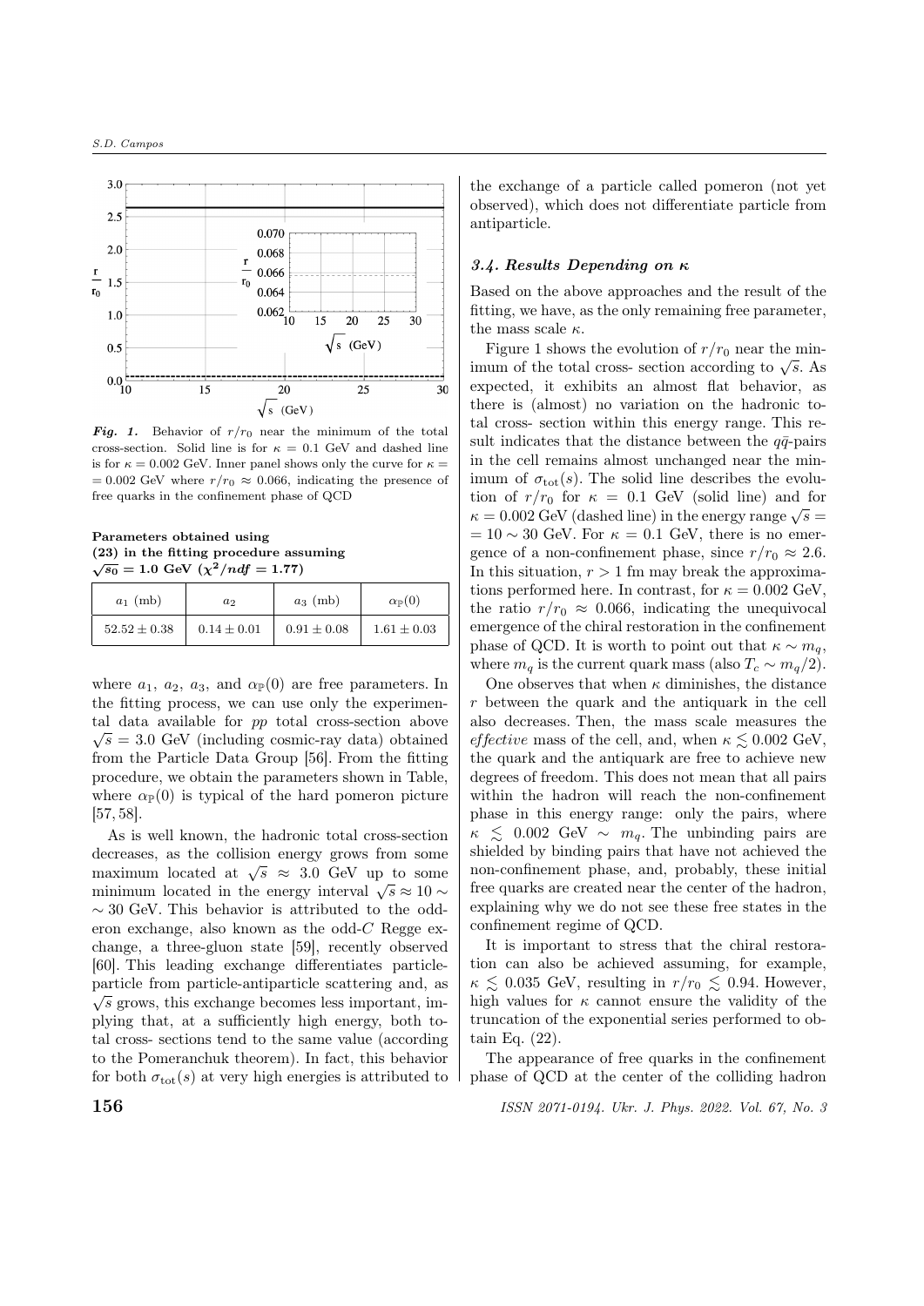*Fig. 1.* Behavior of $r/r_0$ near the minimum of the total cross-section. Solid line is for $\kappa = 0.1$ GeV and dashed line is for $\kappa = 0.002$ GeV. Inner panel shows only the curve for $\kappa = 0.002$ GeV where $r/r_0 \approx 0.066$, indicating the presence of free quarks in the confinement phase of QCD

**Parameters obtained using (23) in the fitting procedure assuming $\sqrt{s_0} = 1.0$ GeV ($\chi^2/ndf = 1.77$)**

| $a_1$ (mb) | $a_2$ | $a_3$ (mb) | $\alpha_{\mathbb{P}}(0)$ |
|---|---|---|---|
| $52.52 \pm 0.38$ | $0.14 \pm 0.01$ | $0.91 \pm 0.08$ | $1.61 \pm 0.03$ |

where $a_1$, $a_2$, $a_3$, and $\alpha_{\mathbb{P}}(0)$ are free parameters. In the fitting process, we can use only the experimental data available for $pp$ total cross-section above $\sqrt{s} = 3.0$ GeV (including cosmic-ray data) obtained from the Particle Data Group [56]. From the fitting procedure, we obtain the parameters shown in Table, where $\alpha_{\mathbb{P}}(0)$ is typical of the hard pomeron picture [57, 58].

As is well known, the hadronic total cross-section decreases, as the collision energy grows from some maximum located at $\sqrt{s} \approx 3.0$ GeV up to some minimum located in the energy interval $\sqrt{s} \approx 10 \sim \sim 30$ GeV. This behavior is attributed to the odderon exchange, also known as the odd-$C$ Regge exchange, a three-gluon state [59], recently observed [60]. This leading exchange differentiates particle-particle from particle-antiparticle scattering and, as $\sqrt{s}$ grows, this exchange becomes less important, implying that, at a sufficiently high energy, both total cross- sections tend to the same value (according to the Pomeranchuk theorem). In fact, this behavior for both $\sigma_{\text{tot}}(s)$ at very high energies is attributed to the exchange of a particle called pomeron (not yet observed), which does not differentiate particle from antiparticle.

### *3.4. Results Depending on $\kappa$*

Based on the above approaches and the result of the fitting, we have, as the only remaining free parameter, the mass scale $\kappa$.

Figure 1 shows the evolution of $r/r_0$ near the minimum of the total cross- section according to $\sqrt{s}$. As expected, it exhibits an almost flat behavior, as there is (almost) no variation on the hadronic total cross- section within this energy range. This result indicates that the distance between the $q\bar{q}$-pairs in the cell remains almost unchanged near the minimum of $\sigma_{\text{tot}}(s)$. The solid line describes the evolution of $r/r_0$ for $\kappa = 0.1$ GeV (solid line) and for $\kappa = 0.002$ GeV (dashed line) in the energy range $\sqrt{s} = 10 \sim 30$ GeV. For $\kappa = 0.1$ GeV, there is no emergence of a non-confinement phase, since $r/r_0 \approx 2.6$. In this situation, $r > 1$ fm may break the approximations performed here. In contrast, for $\kappa = 0.002$ GeV, the ratio $r/r_0 \approx 0.066$, indicating the unequivocal emergence of the chiral restoration in the confinement phase of QCD. It is worth to point out that $\kappa \sim m_q$, where $m_q$ is the current quark mass (also $T_c \sim m_q/2$).

One observes that when $\kappa$ diminishes, the distance $r$ between the quark and the antiquark in the cell also decreases. Then, the mass scale measures the *effective* mass of the cell, and, when $\kappa \lesssim 0.002$ GeV, the quark and the antiquark are free to achieve new degrees of freedom. This does not mean that all pairs within the hadron will reach the non-confinement phase in this energy range: only the pairs, where $\kappa \lesssim 0.002$ GeV $\sim m_q$. The unbinding pairs are shielded by binding pairs that have not achieved the non-confinement phase, and, probably, these initial free quarks are created near the center of the hadron, explaining why we do not see these free states in the confinement regime of QCD.

It is important to stress that the chiral restoration can also be achieved assuming, for example, $\kappa \lesssim 0.035$ GeV, resulting in $r/r_0 \lesssim 0.94$. However, high values for $\kappa$ cannot ensure the validity of the truncation of the exponential series performed to obtain Eq. (22).

The appearance of free quarks in the confinement phase of QCD at the center of the colliding hadron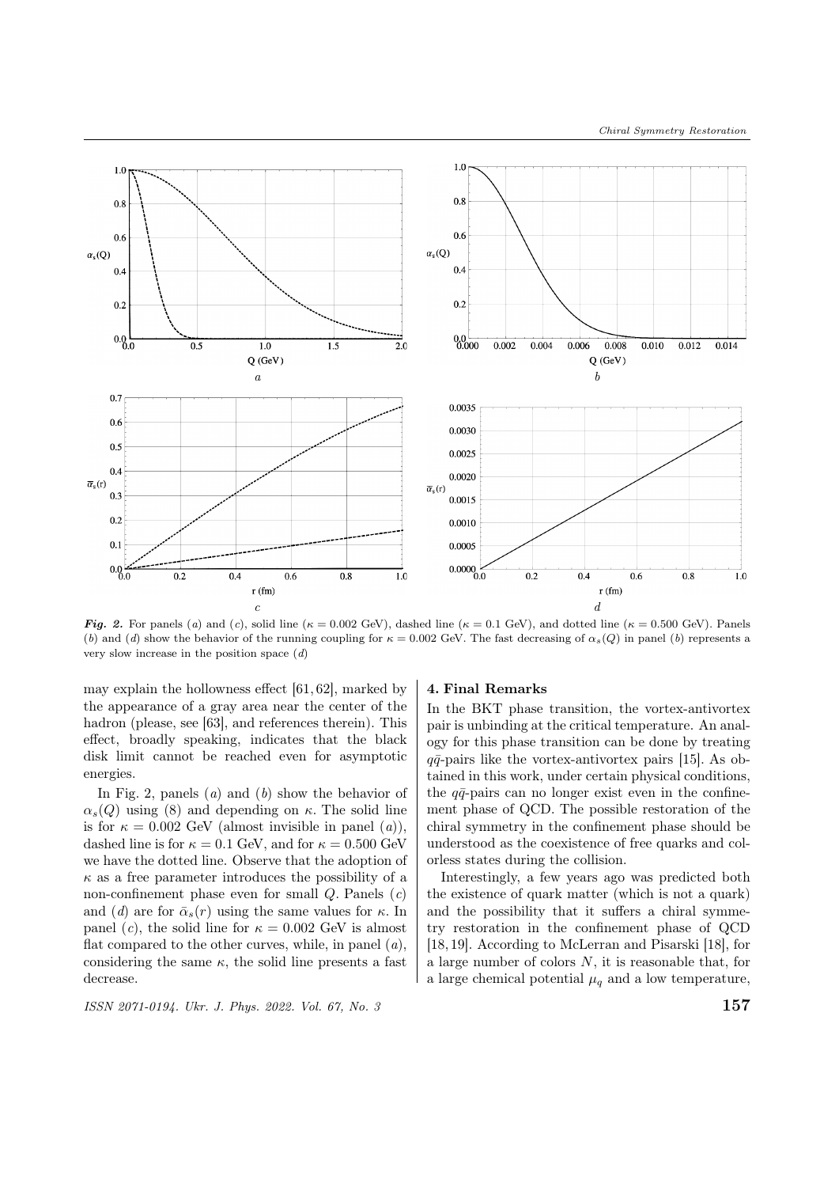*Fig. 2.* For panels ($a$) and ($c$), solid line ($\kappa = 0.002$ GeV), dashed line ($\kappa = 0.1$ GeV), and dotted line ($\kappa = 0.500$ GeV). Panels ($b$) and ($d$) show the behavior of the running coupling for $\kappa = 0.002$ GeV. The fast decreasing of $\alpha_s(Q)$ in panel ($b$) represents a very slow increase in the position space ($d$)

may explain the hollowness effect [61, 62], marked by the appearance of a gray area near the center of the hadron (please, see [63], and references therein). This effect, broadly speaking, indicates that the black disk limit cannot be reached even for asymptotic energies.

In Fig. 2, panels ($a$) and ($b$) show the behavior of $\alpha_s(Q)$ using (8) and depending on $\kappa$. The solid line is for $\kappa = 0.002$ GeV (almost invisible in panel ($a$)), dashed line is for $\kappa = 0.1$ GeV, and for $\kappa = 0.500$ GeV we have the dotted line. Observe that the adoption of $\kappa$ as a free parameter introduces the possibility of a non-confinement phase even for small $Q$. Panels ($c$) and ($d$) are for $\bar{\alpha}_s(r)$ using the same values for $\kappa$. In panel ($c$), the solid line for $\kappa = 0.002$ GeV is almost flat compared to the other curves, while, in panel ($a$), considering the same $\kappa$, the solid line presents a fast decrease.

## 4. Final Remarks

In the BKT phase transition, the vortex-antivortex pair is unbinding at the critical temperature. An analogy for this phase transition can be done by treating $q\bar{q}$-pairs like the vortex-antivortex pairs [15]. As obtained in this work, under certain physical conditions, the $q\bar{q}$-pairs can no longer exist even in the confinement phase of QCD. The possible restoration of the chiral symmetry in the confinement phase should be understood as the coexistence of free quarks and colorless states during the collision.

Interestingly, a few years ago was predicted both the existence of quark matter (which is not a quark) and the possibility that it suffers a chiral symmetry restoration in the confinement phase of QCD [18, 19]. According to McLerran and Pisarski [18], for a large number of colors $N$, it is reasonable that, for a large chemical potential $\mu_q$ and a low temperature,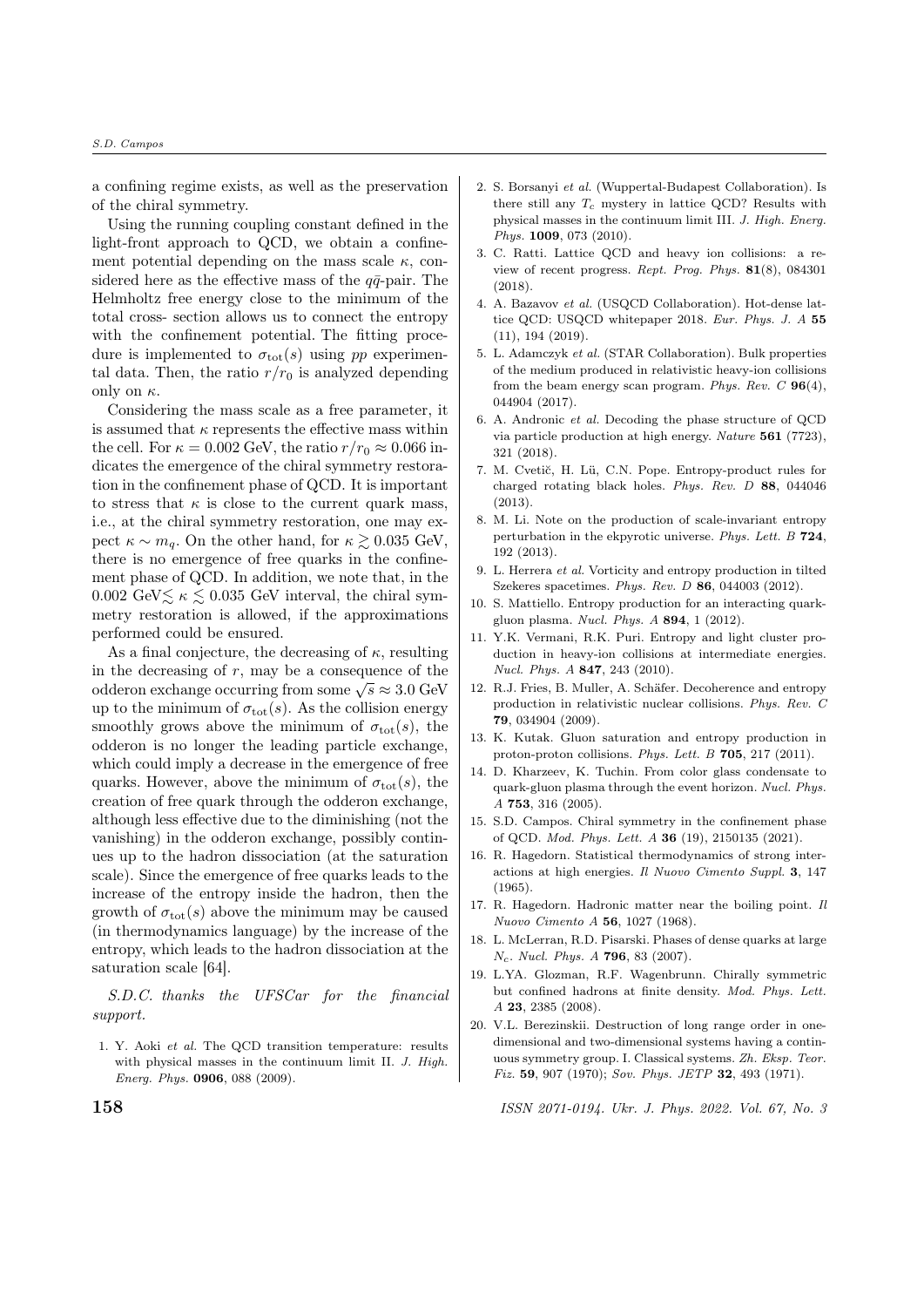a confining regime exists, as well as the preservation of the chiral symmetry.

Using the running coupling constant defined in the light-front approach to QCD, we obtain a confinement potential depending on the mass scale $\kappa$, considered here as the effective mass of the $q\bar{q}$-pair. The Helmholtz free energy close to the minimum of the total cross- section allows us to connect the entropy with the confinement potential. The fitting procedure is implemented to $\sigma_{\rm tot}(s)$ using $pp$ experimental data. Then, the ratio $r/r_0$ is analyzed depending only on $\kappa$.

Considering the mass scale as a free parameter, it is assumed that $\kappa$ represents the effective mass within the cell. For $\kappa = 0.002$ GeV, the ratio $r/r_0 \approx 0.066$ indicates the emergence of the chiral symmetry restoration in the confinement phase of QCD. It is important to stress that $\kappa$ is close to the current quark mass, i.e., at the chiral symmetry restoration, one may expect $\kappa \sim m_q$. On the other hand, for $\kappa \gtrsim 0.035$ GeV, there is no emergence of free quarks in the confinement phase of QCD. In addition, we note that, in the 0.002 GeV$\lesssim \kappa \lesssim 0.035$ GeV interval, the chiral symmetry restoration is allowed, if the approximations performed could be ensured.

As a final conjecture, the decreasing of $\kappa$, resulting in the decreasing of $r$, may be a consequence of the odderon exchange occurring from some $\sqrt{s} \approx 3.0$ GeV up to the minimum of $\sigma_{\rm tot}(s)$. As the collision energy smoothly grows above the minimum of $\sigma_{\rm tot}(s)$, the odderon is no longer the leading particle exchange, which could imply a decrease in the emergence of free quarks. However, above the minimum of $\sigma_{\rm tot}(s)$, the creation of free quark through the odderon exchange, although less effective due to the diminishing (not the vanishing) in the odderon exchange, possibly continues up to the hadron dissociation (at the saturation scale). Since the emergence of free quarks leads to the increase of the entropy inside the hadron, then the growth of $\sigma_{\rm tot}(s)$ above the minimum may be caused (in thermodynamics language) by the increase of the entropy, which leads to the hadron dissociation at the saturation scale [64].

*S.D.C. thanks the UFSCar for the financial support.*

1. Y. Aoki *et al.* The QCD transition temperature: results with physical masses in the continuum limit II. *J. High. Energ. Phys.* **0906**, 088 (2009).
2. S. Borsanyi *et al.* (Wuppertal-Budapest Collaboration). Is there still any $T_c$ mystery in lattice QCD? Results with physical masses in the continuum limit III. *J. High. Energ. Phys.* **1009**, 073 (2010).
3. C. Ratti. Lattice QCD and heavy ion collisions: a review of recent progress. *Rept. Prog. Phys.* **81**(8), 084301 (2018).
4. A. Bazavov *et al.* (USQCD Collaboration). Hot-dense lattice QCD: USQCD whitepaper 2018. *Eur. Phys. J. A* **55** (11), 194 (2019).
5. L. Adamczyk *et al.* (STAR Collaboration). Bulk properties of the medium produced in relativistic heavy-ion collisions from the beam energy scan program. *Phys. Rev. C* **96**(4), 044904 (2017).
6. A. Andronic *et al.* Decoding the phase structure of QCD via particle production at high energy. *Nature* **561** (7723), 321 (2018).
7. M. Cvetič, H. Lü, C.N. Pope. Entropy-product rules for charged rotating black holes. *Phys. Rev. D* **88**, 044046 (2013).
8. M. Li. Note on the production of scale-invariant entropy perturbation in the ekpyrotic universe. *Phys. Lett. B* **724**, 192 (2013).
9. L. Herrera *et al.* Vorticity and entropy production in tilted Szekeres spacetimes. *Phys. Rev. D* **86**, 044003 (2012).
10. S. Mattiello. Entropy production for an interacting quark-gluon plasma. *Nucl. Phys. A* **894**, 1 (2012).
11. Y.K. Vermani, R.K. Puri. Entropy and light cluster production in heavy-ion collisions at intermediate energies. *Nucl. Phys. A* **847**, 243 (2010).
12. R.J. Fries, B. Muller, A. Schäfer. Decoherence and entropy production in relativistic nuclear collisions. *Phys. Rev. C* **79**, 034904 (2009).
13. K. Kutak. Gluon saturation and entropy production in proton-proton collisions. *Phys. Lett. B* **705**, 217 (2011).
14. D. Kharzeev, K. Tuchin. From color glass condensate to quark-gluon plasma through the event horizon. *Nucl. Phys. A* **753**, 316 (2005).
15. S.D. Campos. Chiral symmetry in the confinement phase of QCD. *Mod. Phys. Lett. A* **36** (19), 2150135 (2021).
16. R. Hagedorn. Statistical thermodynamics of strong interactions at high energies. *Il Nuovo Cimento Suppl.* **3**, 147 (1965).
17. R. Hagedorn. Hadronic matter near the boiling point. *Il Nuovo Cimento A* **56**, 1027 (1968).
18. L. McLerran, R.D. Pisarski. Phases of dense quarks at large $N_c$. *Nucl. Phys. A* **796**, 83 (2007).
19. L.YA. Glozman, R.F. Wagenbrunn. Chirally symmetric but confined hadrons at finite density. *Mod. Phys. Lett. A* **23**, 2385 (2008).
20. V.L. Berezinskii. Destruction of long range order in one-dimensional and two-dimensional systems having a continuous symmetry group. I. Classical systems. *Zh. Eksp. Teor. Fiz.* **59**, 907 (1970); *Sov. Phys. JETP* **32**, 493 (1971).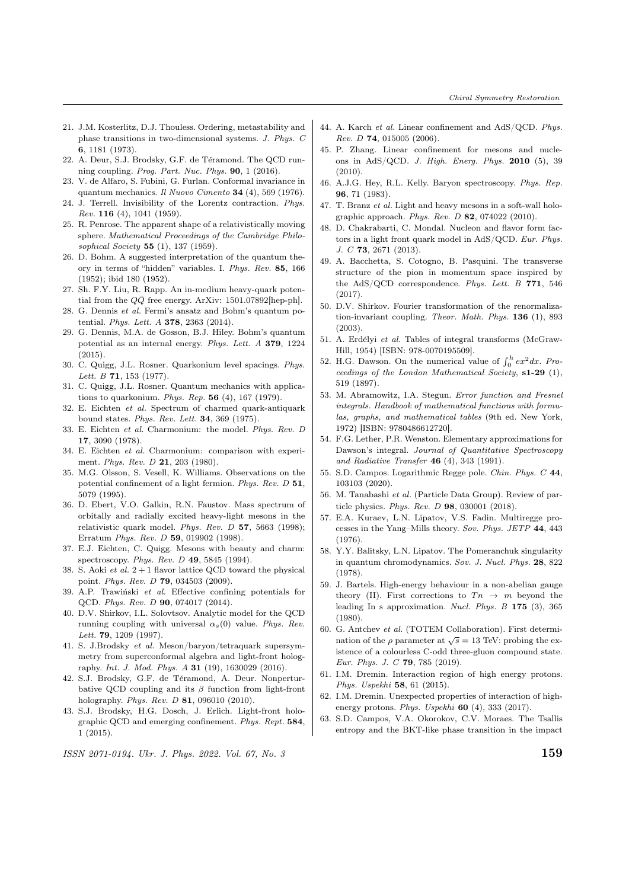21. J.M. Kosterlitz, D.J. Thouless. Ordering, metastability and phase transitions in two-dimensional systems. *J. Phys. C* **6**, 1181 (1973).
22. A. Deur, S.J. Brodsky, G.F. de Téramond. The QCD running coupling. *Prog. Part. Nuc. Phys.* **90**, 1 (2016).
23. V. de Alfaro, S. Fubini, G. Furlan. Conformal invariance in quantum mechanics. *Il Nuovo Cimento* **34** (4), 569 (1976).
24. J. Terrell. Invisibility of the Lorentz contraction. *Phys. Rev.* **116** (4), 1041 (1959).
25. R. Penrose. The apparent shape of a relativistically moving sphere. *Mathematical Proceedings of the Cambridge Philosophical Society* **55** (1), 137 (1959).
26. D. Bohm. A suggested interpretation of the quantum theory in terms of "hidden" variables. I. *Phys. Rev.* **85**, 166 (1952); ibid 180 (1952).
27. Sh. F.Y. Liu, R. Rapp. An in-medium heavy-quark potential from the $Q\bar{Q}$ free energy. ArXiv: 1501.07892[hep-ph].
28. G. Dennis *et al.* Fermi's ansatz and Bohm's quantum potential. *Phys. Lett. A* **378**, 2363 (2014).
29. G. Dennis, M.A. de Gosson, B.J. Hiley. Bohm's quantum potential as an internal energy. *Phys. Lett. A* **379**, 1224 (2015).
30. C. Quigg, J.L. Rosner. Quarkonium level spacings. *Phys. Lett. B* **71**, 153 (1977).
31. C. Quigg, J.L. Rosner. Quantum mechanics with applications to quarkonium. *Phys. Rep.* **56** (4), 167 (1979).
32. E. Eichten *et al.* Spectrum of charmed quark-antiquark bound states. *Phys. Rev. Lett.* **34**, 369 (1975).
33. E. Eichten *et al.* Charmonium: the model. *Phys. Rev. D* **17**, 3090 (1978).
34. E. Eichten *et al.* Charmonium: comparison with experiment. *Phys. Rev. D* **21**, 203 (1980).
35. M.G. Olsson, S. Vesell, K. Williams. Observations on the potential confinement of a light fermion. *Phys. Rev. D* **51**, 5079 (1995).
36. D. Ebert, V.O. Galkin, R.N. Faustov. Mass spectrum of orbitally and radially excited heavy-light mesons in the relativistic quark model. *Phys. Rev. D* **57**, 5663 (1998); Erratum *Phys. Rev. D* **59**, 019902 (1998).
37. E.J. Eichten, C. Quigg. Mesons with beauty and charm: spectroscopy. *Phys. Rev. D* **49**, 5845 (1994).
38. S. Aoki *et al.* $2+1$ flavor lattice QCD toward the physical point. *Phys. Rev. D* **79**, 034503 (2009).
39. A.P. Trawiński *et al.* Effective confining potentials for QCD. *Phys. Rev. D* **90**, 074017 (2014).
40. D.V. Shirkov, I.L. Solovtsov. Analytic model for the QCD running coupling with universal $\alpha_s(0)$ value. *Phys. Rev. Lett.* **79**, 1209 (1997).
41. S. J.Brodsky *et al.* Meson/baryon/tetraquark supersymmetry from superconformal algebra and light-front holography. *Int. J. Mod. Phys. A* **31** (19), 1630029 (2016).
42. S.J. Brodsky, G.F. de Téramond, A. Deur. Nonperturbative QCD coupling and its $\beta$ function from light-front holography. *Phys. Rev. D* **81**, 096010 (2010).
43. S.J. Brodsky, H.G. Dosch, J. Erlich. Light-front holographic QCD and emerging confinement. *Phys. Rept.* **584**, 1 (2015).
44. A. Karch *et al.* Linear confinement and AdS/QCD. *Phys. Rev. D* **74**, 015005 (2006).
45. P. Zhang. Linear confinement for mesons and nucleons in AdS/QCD. *J. High. Energ. Phys.* **2010** (5), 39 (2010).
46. A.J.G. Hey, R.L. Kelly. Baryon spectroscopy. *Phys. Rep.* **96**, 71 (1983).
47. T. Branz *et al.* Light and heavy mesons in a soft-wall holographic approach. *Phys. Rev. D* **82**, 074022 (2010).
48. D. Chakrabarti, C. Mondal. Nucleon and flavor form factors in a light front quark model in AdS/QCD. *Eur. Phys. J. C* **73**, 2671 (2013).
49. A. Bacchetta, S. Cotogno, B. Pasquini. The transverse structure of the pion in momentum space inspired by the AdS/QCD correspondence. *Phys. Lett. B* **771**, 546 (2017).
50. D.V. Shirkov. Fourier transformation of the renormalization-invariant coupling. *Theor. Math. Phys.* **136** (1), 893 (2003).
51. A. Erdélyi *et al.* Tables of integral transforms (McGraw-Hill, 1954) [ISBN: 978-0070195509].
52. H.G. Dawson. On the numerical value of $\int_0^h ex^2 dx$. *Proceedings of the London Mathematical Society*, **s1-29** (1), 519 (1897).
53. M. Abramowitz, I.A. Stegun. *Error function and Fresnel integrals. Handbook of mathematical functions with formulas, graphs, and mathematical tables* (9th ed. New York, 1972) [ISBN: 9780486612720].
54. F.G. Lether, P.R. Wenston. Elementary approximations for Dawson's integral. *Journal of Quantitative Spectroscopy and Radiative Transfer* **46** (4), 343 (1991).
55. S.D. Campos. Logarithmic Regge pole. *Chin. Phys. C* **44**, 103103 (2020).
56. M. Tanabashi *et al.* (Particle Data Group). Review of particle physics. *Phys. Rev. D* **98**, 030001 (2018).
57. E.A. Kuraev, L.N. Lipatov, V.S. Fadin. Multiregge processes in the Yang–Mills theory. *Sov. Phys. JETP* **44**, 443 (1976).
58. Y.Y. Balitsky, L.N. Lipatov. The Pomeranchuk singularity in quantum chromodynamics. *Sov. J. Nucl. Phys.* **28**, 822 (1978).
59. J. Bartels. High-energy behaviour in a non-abelian gauge theory (II). First corrections to $Tn \rightarrow m$ beyond the leading In s approximation. *Nucl. Phys. B* **175** (3), 365 (1980).
60. G. Antchev *et al.* (TOTEM Collaboration). First determination of the $\rho$ parameter at $\sqrt{s} = 13$ TeV: probing the existence of a colourless C-odd three-gluon compound state. *Eur. Phys. J. C* **79**, 785 (2019).
61. I.M. Dremin. Interaction region of high energy protons. *Phys. Uspekhi* **58**, 61 (2015).
62. I.M. Dremin. Unexpected properties of interaction of high-energy protons. *Phys. Uspekhi* **60** (4), 333 (2017).
63. S.D. Campos, V.A. Okorokov, C.V. Moraes. The Tsallis entropy and the BKT-like phase transition in the impact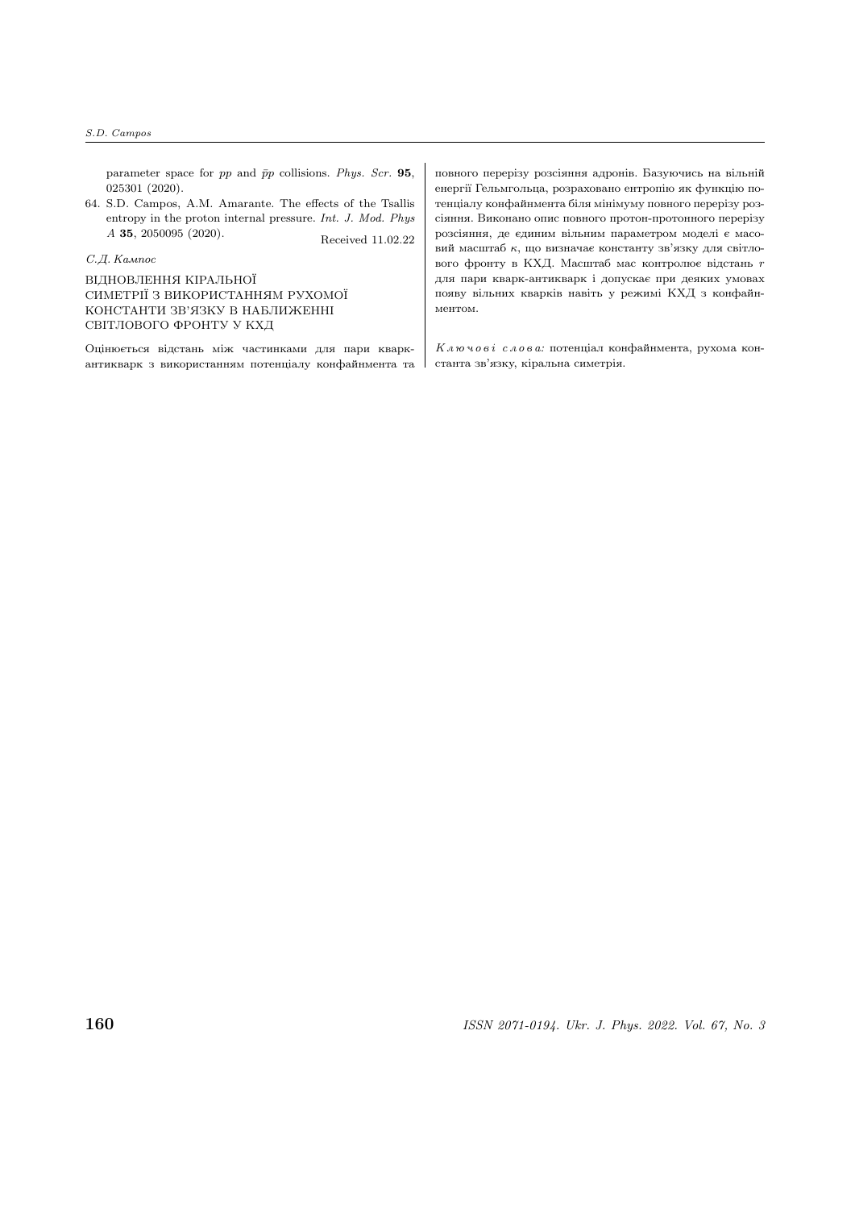parameter space for $pp$ and $\bar{p}p$ collisions. *Phys. Scr.* **95**, 025301 (2020).

64. S.D. Campos, A.M. Amarante. The effects of the Tsallis entropy in the proton internal pressure. *Int. J. Mod. Phys A* **35**, 2050095 (2020).

Received 11.02.22

*С.Д. Кампос*

## ВІДНОВЛЕННЯ КІРАЛЬНОЇ СИМЕТРІЇ З ВИКОРИСТАННЯМ РУХОМОЇ КОНСТАНТИ ЗВ'ЯЗКУ В НАБЛИЖЕННІ СВІТЛОВОГО ФРОНТУ У КХД

Оцінюється відстань між частинками для пари кварк-антикварк з використанням потенціалу конфайнмента та повного перерізу розсіяння адронів. Базуючись на вільній енергії Гельмгольца, розраховано ентропію як функцію потенціалу конфайнмента біля мінімуму повного перерізу розсіяння. Виконано опис повного протон-протонного перерізу розсіяння, де єдиним вільним параметром моделі є масовий масштаб $\kappa$, що визначає константу зв'язку для світлового фронту в КХД. Масштаб мас контролює відстань $r$ для пари кварк-антикварк і допускає при деяких умовах появу вільних кварків навіть у режимі КХД з конфайнментом.

*Ключові слова:* потенціал конфайнмента, рухома константа зв'язку, кіральна симетрія.